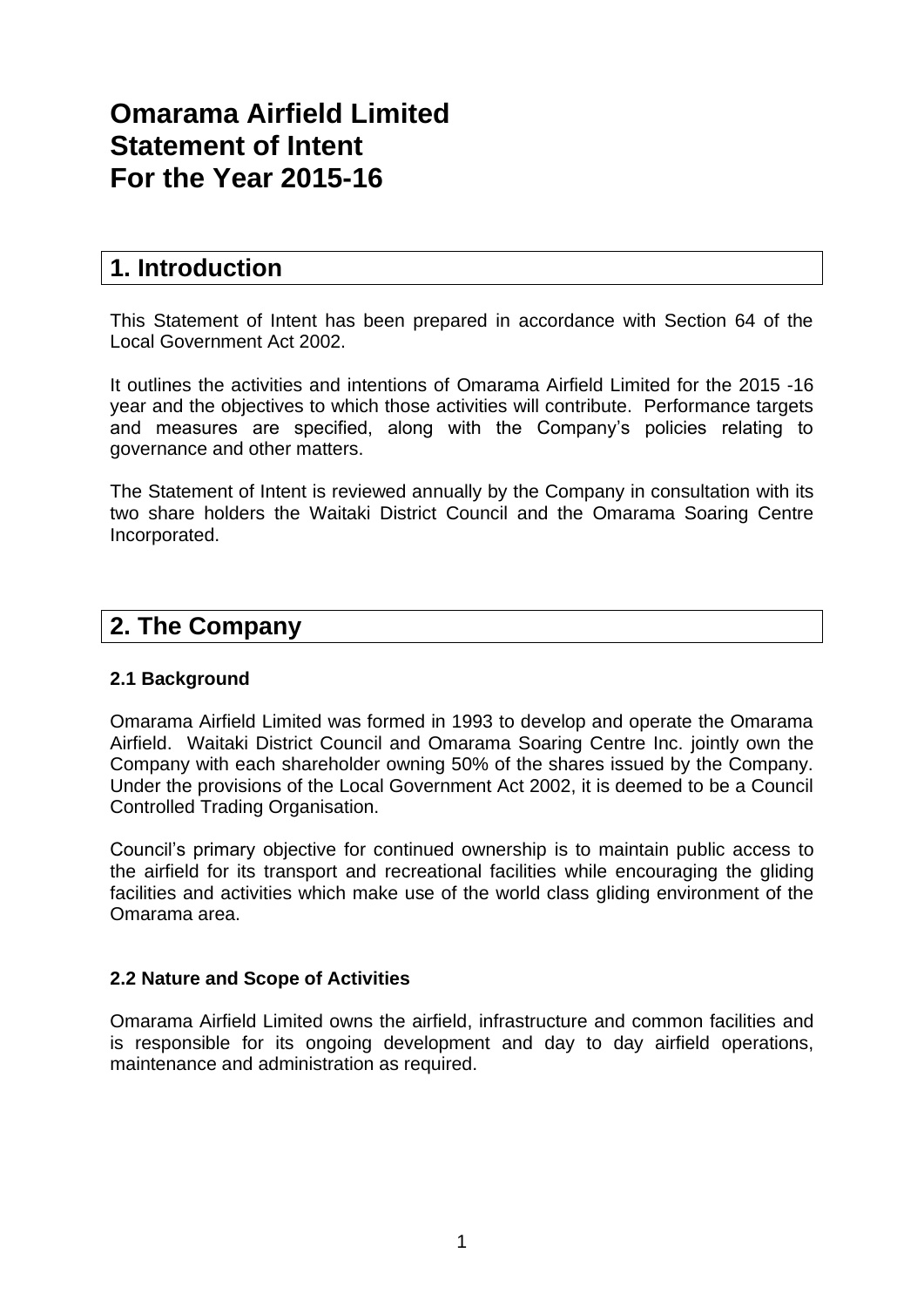# Omarama Airfield Limited
# Statement of Intent
# For the Year 2015-16

## 1. Introduction

This Statement of Intent has been prepared in accordance with Section 64 of the Local Government Act 2002.

It outlines the activities and intentions of Omarama Airfield Limited for the 2015 -16 year and the objectives to which those activities will contribute. Performance targets and measures are specified, along with the Company's policies relating to governance and other matters.

The Statement of Intent is reviewed annually by the Company in consultation with its two share holders the Waitaki District Council and the Omarama Soaring Centre Incorporated.

## 2. The Company

### 2.1 Background

Omarama Airfield Limited was formed in 1993 to develop and operate the Omarama Airfield. Waitaki District Council and Omarama Soaring Centre Inc. jointly own the Company with each shareholder owning 50% of the shares issued by the Company. Under the provisions of the Local Government Act 2002, it is deemed to be a Council Controlled Trading Organisation.

Council's primary objective for continued ownership is to maintain public access to the airfield for its transport and recreational facilities while encouraging the gliding facilities and activities which make use of the world class gliding environment of the Omarama area.

### 2.2 Nature and Scope of Activities

Omarama Airfield Limited owns the airfield, infrastructure and common facilities and is responsible for its ongoing development and day to day airfield operations, maintenance and administration as required.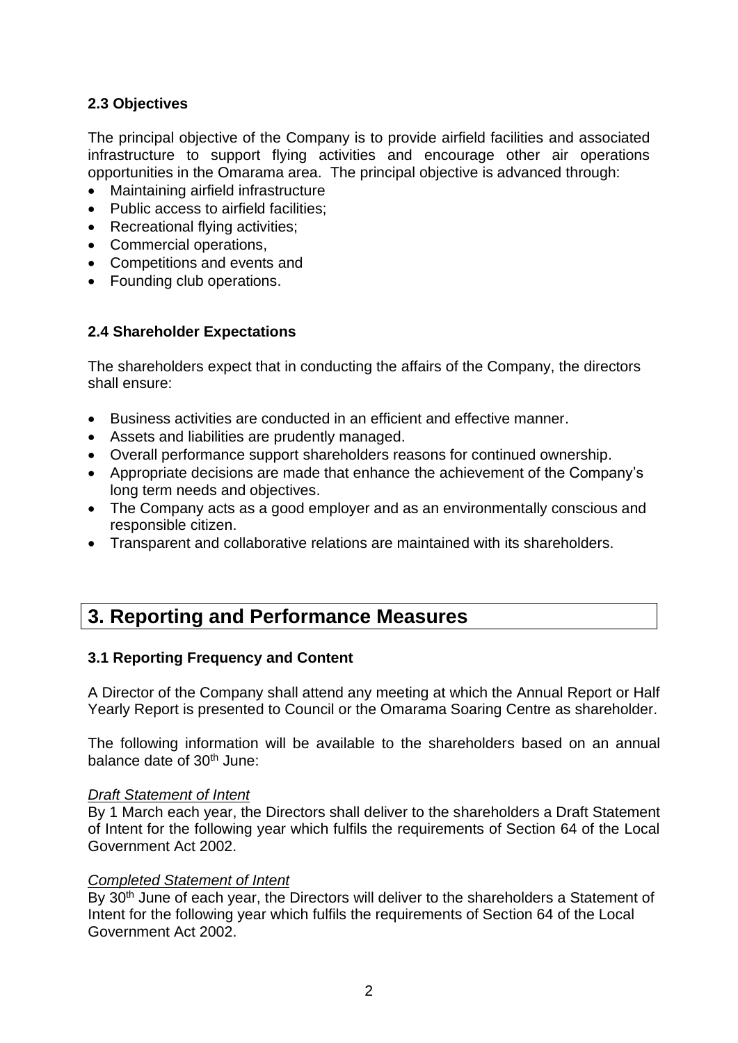### 2.3 Objectives

The principal objective of the Company is to provide airfield facilities and associated infrastructure to support flying activities and encourage other air operations opportunities in the Omarama area. The principal objective is advanced through:

- Maintaining airfield infrastructure
- Public access to airfield facilities;
- Recreational flying activities;
- Commercial operations,
- Competitions and events and
- Founding club operations.

### 2.4 Shareholder Expectations

The shareholders expect that in conducting the affairs of the Company, the directors shall ensure:

- Business activities are conducted in an efficient and effective manner.
- Assets and liabilities are prudently managed.
- Overall performance support shareholders reasons for continued ownership.
- Appropriate decisions are made that enhance the achievement of the Company's long term needs and objectives.
- The Company acts as a good employer and as an environmentally conscious and responsible citizen.
- Transparent and collaborative relations are maintained with its shareholders.

## 3. Reporting and Performance Measures

### 3.1 Reporting Frequency and Content

A Director of the Company shall attend any meeting at which the Annual Report or Half Yearly Report is presented to Council or the Omarama Soaring Centre as shareholder.

The following information will be available to the shareholders based on an annual balance date of 30th June:

*Draft Statement of Intent*
By 1 March each year, the Directors shall deliver to the shareholders a Draft Statement of Intent for the following year which fulfils the requirements of Section 64 of the Local Government Act 2002.

*Completed Statement of Intent*
By 30th June of each year, the Directors will deliver to the shareholders a Statement of Intent for the following year which fulfils the requirements of Section 64 of the Local Government Act 2002.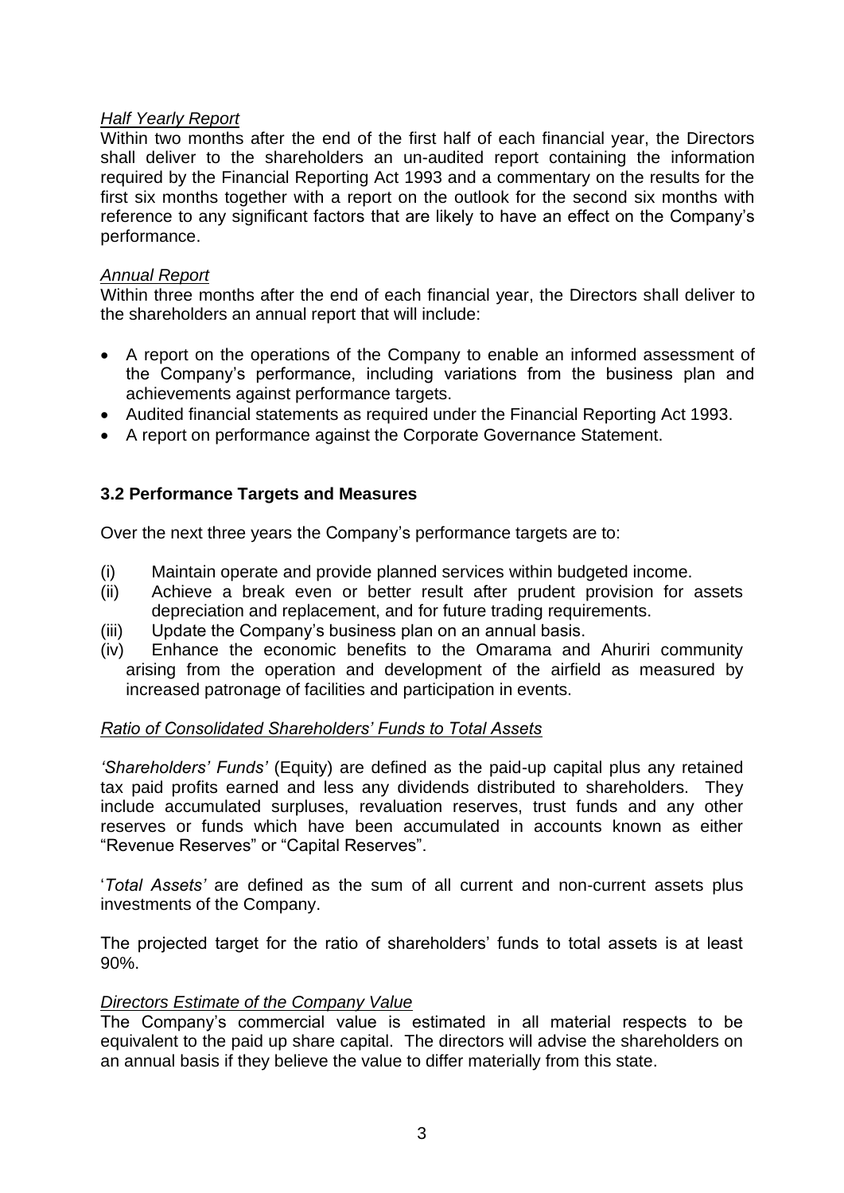*Half Yearly Report*

Within two months after the end of the first half of each financial year, the Directors shall deliver to the shareholders an un-audited report containing the information required by the Financial Reporting Act 1993 and a commentary on the results for the first six months together with a report on the outlook for the second six months with reference to any significant factors that are likely to have an effect on the Company's performance.

*Annual Report*

Within three months after the end of each financial year, the Directors shall deliver to the shareholders an annual report that will include:

- A report on the operations of the Company to enable an informed assessment of the Company's performance, including variations from the business plan and achievements against performance targets.
- Audited financial statements as required under the Financial Reporting Act 1993.
- A report on performance against the Corporate Governance Statement.

### 3.2 Performance Targets and Measures

Over the next three years the Company's performance targets are to:

(i) Maintain operate and provide planned services within budgeted income.

(ii) Achieve a break even or better result after prudent provision for assets depreciation and replacement, and for future trading requirements.

(iii) Update the Company's business plan on an annual basis.

(iv) Enhance the economic benefits to the Omarama and Ahuriri community arising from the operation and development of the airfield as measured by increased patronage of facilities and participation in events.

*Ratio of Consolidated Shareholders' Funds to Total Assets*

*'Shareholders' Funds'* (Equity) are defined as the paid-up capital plus any retained tax paid profits earned and less any dividends distributed to shareholders. They include accumulated surpluses, revaluation reserves, trust funds and any other reserves or funds which have been accumulated in accounts known as either "Revenue Reserves" or "Capital Reserves".

'*Total Assets'* are defined as the sum of all current and non-current assets plus investments of the Company.

The projected target for the ratio of shareholders' funds to total assets is at least 90%.

*Directors Estimate of the Company Value*

The Company's commercial value is estimated in all material respects to be equivalent to the paid up share capital. The directors will advise the shareholders on an annual basis if they believe the value to differ materially from this state.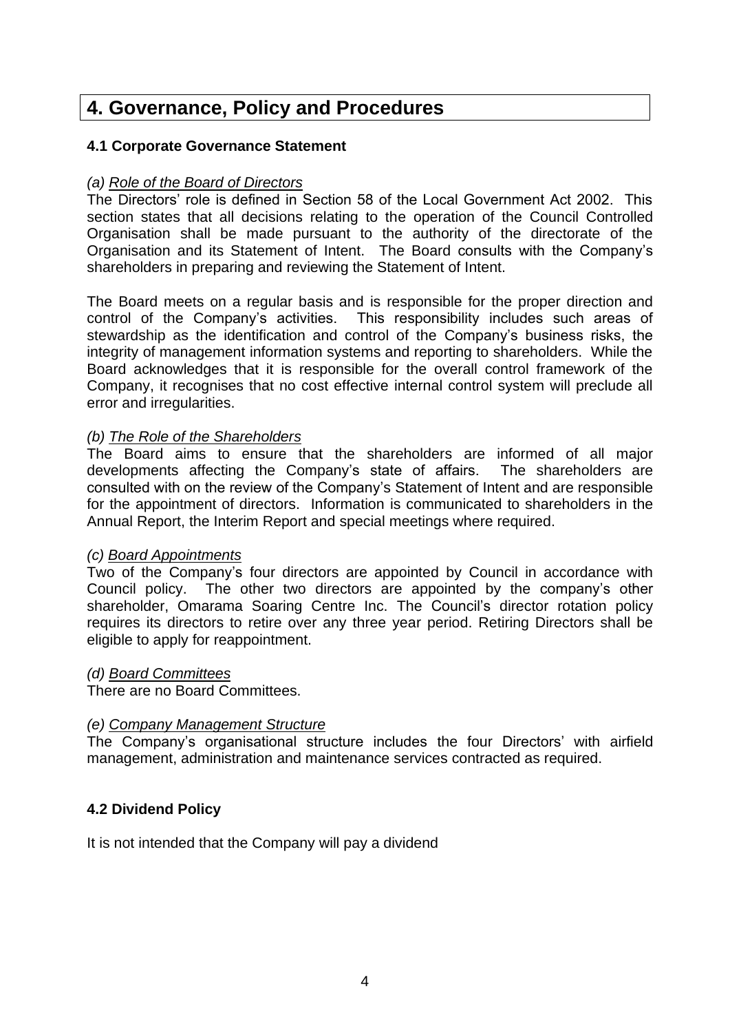# 4. Governance, Policy and Procedures

### 4.1 Corporate Governance Statement

*(a) Role of the Board of Directors*

The Directors' role is defined in Section 58 of the Local Government Act 2002. This section states that all decisions relating to the operation of the Council Controlled Organisation shall be made pursuant to the authority of the directorate of the Organisation and its Statement of Intent. The Board consults with the Company's shareholders in preparing and reviewing the Statement of Intent.

The Board meets on a regular basis and is responsible for the proper direction and control of the Company's activities. This responsibility includes such areas of stewardship as the identification and control of the Company's business risks, the integrity of management information systems and reporting to shareholders. While the Board acknowledges that it is responsible for the overall control framework of the Company, it recognises that no cost effective internal control system will preclude all error and irregularities.

*(b) The Role of the Shareholders*

The Board aims to ensure that the shareholders are informed of all major developments affecting the Company's state of affairs. The shareholders are consulted with on the review of the Company's Statement of Intent and are responsible for the appointment of directors. Information is communicated to shareholders in the Annual Report, the Interim Report and special meetings where required.

*(c) Board Appointments*

Two of the Company's four directors are appointed by Council in accordance with Council policy. The other two directors are appointed by the company's other shareholder, Omarama Soaring Centre Inc. The Council's director rotation policy requires its directors to retire over any three year period. Retiring Directors shall be eligible to apply for reappointment.

*(d) Board Committees*

There are no Board Committees.

*(e) Company Management Structure*

The Company's organisational structure includes the four Directors' with airfield management, administration and maintenance services contracted as required.

### 4.2 Dividend Policy

It is not intended that the Company will pay a dividend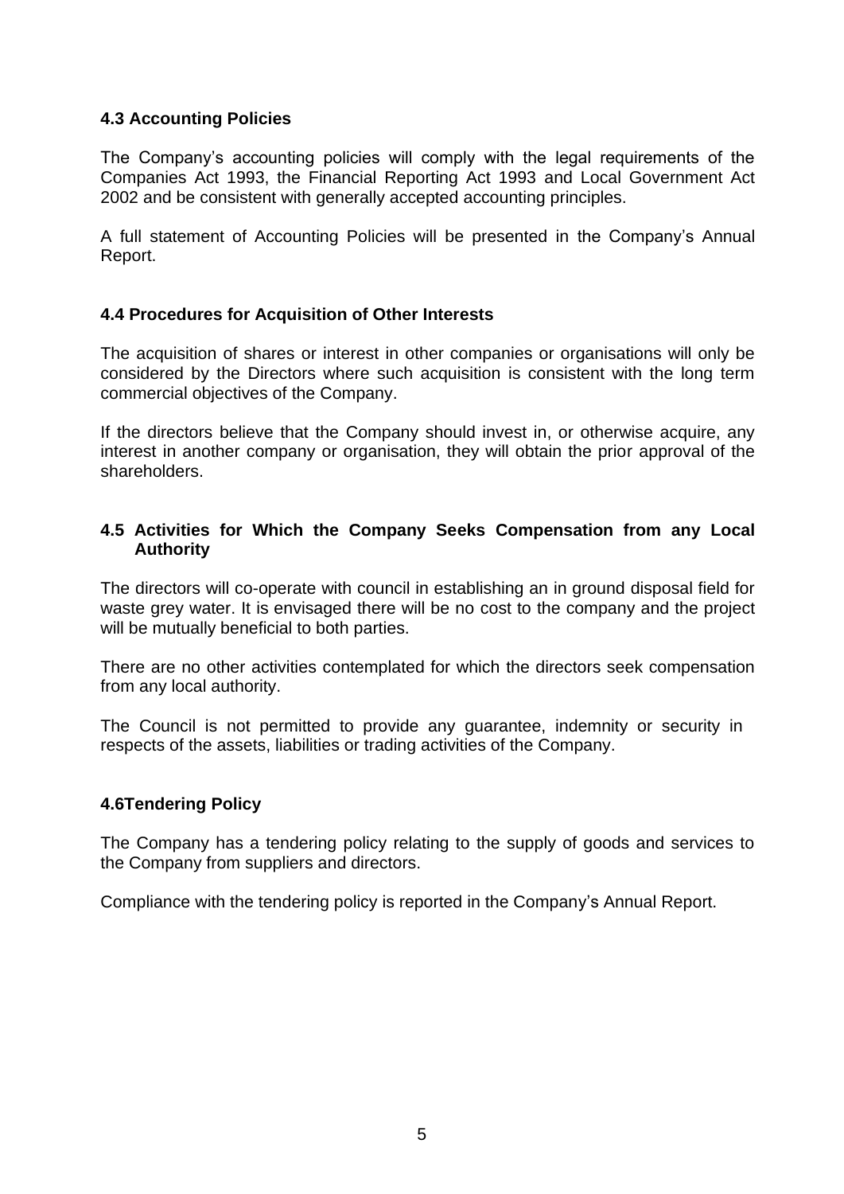### 4.3 Accounting Policies

The Company's accounting policies will comply with the legal requirements of the Companies Act 1993, the Financial Reporting Act 1993 and Local Government Act 2002 and be consistent with generally accepted accounting principles.

A full statement of Accounting Policies will be presented in the Company's Annual Report.

### 4.4 Procedures for Acquisition of Other Interests

The acquisition of shares or interest in other companies or organisations will only be considered by the Directors where such acquisition is consistent with the long term commercial objectives of the Company.

If the directors believe that the Company should invest in, or otherwise acquire, any interest in another company or organisation, they will obtain the prior approval of the shareholders.

### 4.5 Activities for Which the Company Seeks Compensation from any Local Authority

The directors will co-operate with council in establishing an in ground disposal field for waste grey water. It is envisaged there will be no cost to the company and the project will be mutually beneficial to both parties.

There are no other activities contemplated for which the directors seek compensation from any local authority.

The Council is not permitted to provide any guarantee, indemnity or security in respects of the assets, liabilities or trading activities of the Company.

### 4.6Tendering Policy

The Company has a tendering policy relating to the supply of goods and services to the Company from suppliers and directors.

Compliance with the tendering policy is reported in the Company's Annual Report.